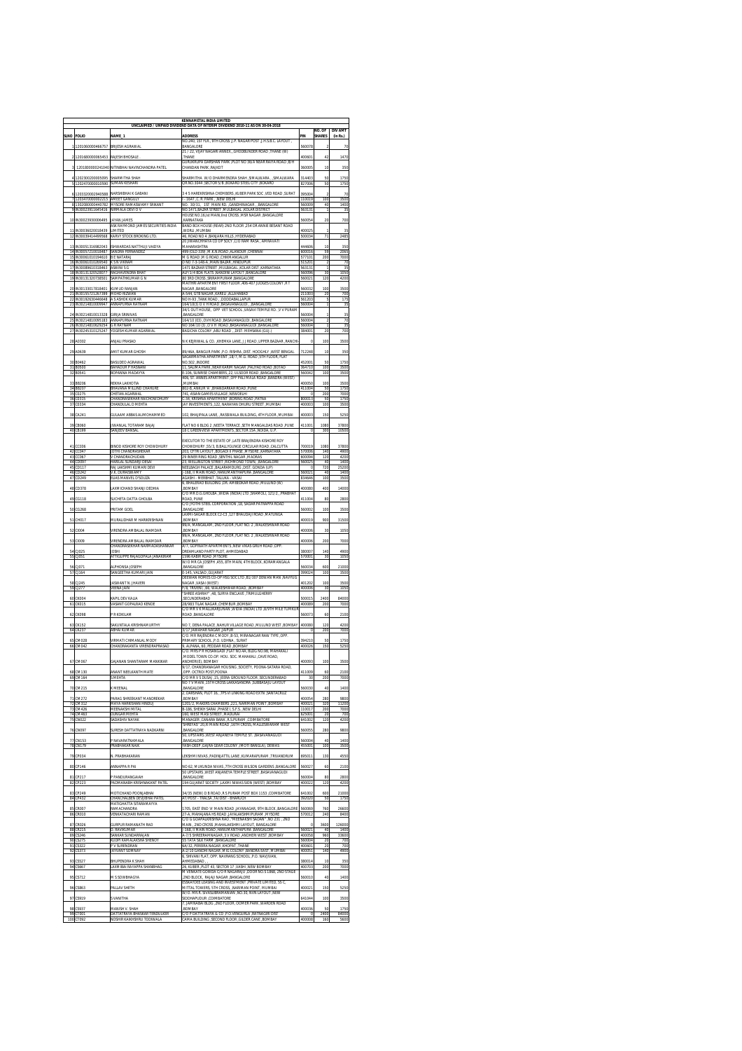# KENNAMETAL INDIA LIMITED

## UNCLAIMED / UNPAID DIVIDEND DATA OF INTERIM DIVIDEND 2010-11 AS ON 30-04-2018

| SLNO | FOLIO | NAME_1 | ADDRESS | PIN | NO. OF SHARES | DIV AMT (in Rs.) |
|---|---|---|---|---|---|---|
| 1 | 1201060000466757 | BRIJESH AGRAWAL | NO.240, 1ST FLR., 9TH CROSS ,J.P. NAGAR POST ,J.H.S.B.C. LAYOUT ,BANGALORE | 560078 | 2 | 70 |
| 2 | 1201680000065453 | RAJESH BHOSALE | 21 / 22, VIJAY NAGARI ANNEX , GHODBUNDER ROAD ,THANE (W) ,THANE | 400601 | 42 | 1470 |
| 3 | 1201800000241040 | NITINBHAI NAVINCHANDRA PATEL | GURUKRUPA DARSHAN PARK ,PLOT NO 36/A NEAR RAIYA ROAD ,B/H CHANDAN PARK ,RAJKOT | 360005 | 10 | 350 |
| 4 | 1202300200005095 | SHARMITHA SHAH | SHARMITHA W/O DHARMENDRA SHAH ,SIMALWARA , ,SIMALWARA | 314403 | 50 | 1750 |
| 5 | 1202470000010590 | SUMAN KESHARI | QR.NO.1044 ,SECTOR 5/B ,BOKARO STEEL CITY ,BOKARO | 827006 | 50 | 1750 |
| 6 | 1203320001940588 | NARSHIBHAI K GABANI | 3 4 5 HAREKRISHNA CHEMBERS ,KUBER PARK SOC ,VED ROAD ,SURAT | 395004 | 2 | 70 |
| 7 | 1203470000002215 | AMJEET GANGULY | I - 1647 ,C.R. PARK , ,NEW DELHI | 110019 | 100 | 3500 |
| 8 | 1302080000440782 | MYSORE RAMASWAMY SRIKANT | NO. 30/31, 1ST MAIN RD ,GANDHINAGAR , ,BANGALORE | 560009 | 40 | 1400 |
| 9 | IN30023911645416 | NIRMALA DEVI D V | NO.1471,BAZAR STREET ,MULBAGAL ,KOLAR DISTRICT | 563131 | 1 | 35 |
| 10 | IN30023930006495 | JAYAN JAMES | HOUSE NO.16,Ist MAIN,IInd CROSS ,MSR NAGAR ,BANGALORE ,KARNATAKA | 560054 | 20 | 700 |
| 11 | IN30036020018439 | ASK RAYMOND JAMES SECURITIES INDIA LIMITED | BAND BOX HOUSE (REAR) 2ND FLOOR ,254 DR ANNIE BESANT ROAD ,WORLI ,MUMBAI | 400025 | 1 | 35 |
| 12 | IN30039414469568 | KARVY STOCK BROKING LTD. | 46, ROAD NO 4 ,BANJARA HILLS ,HYDERABAD | 500034 | 71 | 2485 |
| 13 | IN30051316982043 | ISHWARDAS NATTHUJI VAIDYA | 20 JIWANCHHAYA CO OP SOCY LTD RAM RASA , AMRAVATI MAHARASHTRA | 444606 | 10 | 350 |
| 14 | IN30057210018487 | SANDRA FERNANDEZ | 499 OLD 339) ,M K N ROAD ,ALANDUR ,CHENNAI | 600016 | 59 | 2065 |
| 15 | IN30061010194610 | B E NATARAJ | M G ROAD ,M G ROAD ,CHIKMANGALUR | 577101 | 200 | 7000 |
| 16 | IN30061010269540 | K S N VIKRAM | D NO 7-3-148-A ,MAIN BAZAR ,HINDUPUR | 515201 | 2 | 70 |
| 17 | IN30089610318463 | ASWINI S G | 1471 BAZAAR STREET ,MULBAGAL ,KOLAR DIST ,KARNATAKA | 563131 | 1 | 35 |
| 18 | IN30131320528077 | RAGHAVENDRA BHAT | A1/71/4 BDA FLATS ,NANDINI LAYOUT ,BANGALORE | 560096 | 30 | 1050 |
| 19 | IN30131320738501 | SAMPATHKUMAR G N | 80 3RD CROSS ,SRIRAMPURAM ,BANGALORE | 560021 | 120 | 4200 |
| 20 | IN30133017818401 | KUMUD RANJAN | MAITHRI APARTMENT FIRST FLOOR ,406-407 JUDGES COLONY ,R T NAGAR ,BANGALORE | 560032 | 100 | 3500 |
| 21 | IN30135721267399 | MOHD RIZWAN | A-544, GTB NAGAR ,KAREU ,ALLAHABAD | 211003 | 20 | 700 |
| 22 | IN30192630446648 | A S ASHOK KUMAR | NO H-93 ,TANK ROAD , ,DODDABALLAPUR | 561203 | 5 | 175 |
| 23 | IN30214810069947 | ANNAPURNA RATNAM | 164/10(3) D V H ROAD ,BASAVANAGUDI , ,BANGALORE | 560004 | 1 | 35 |
| 24 | IN30214810013328 | GIRIJA SRINIVAS | 34/1 OUT HOUSE, OPP VET SCHOOL ,VASAVI TEMPLE RD ,V V PURAM ,BANGALORE | 560004 | 1 | 35 |
| 25 | IN30214810095183 | ANNAPURNA RATNAM | 164/10 (ii) ,DVH ROAD ,BASAVANAGUDI ,BANGALORE | 560004 | 2 | 70 |
| 26 | IN30214810629254 | G R RATNAM | NO 164/10 (3) ,D V H ROAD ,BASAVANAGUDI ,BANGALORE | 560004 | 1 | 35 |
| 27 | IN30224510125247 | YOGESHKUMAR AGARWAL | BAGICHA COLONY ,ABU ROAD , ,DIST- MEHSANA (GUJ.) | 384001 | 20 | 700 |
| 28 | A0302 | ANJALI PRASAD | N K KEJRIWAL & CO. ,KHEMKA LANE, J J ROAD ,UPPER BAZAAR, RANCHI | 0 | 100 | 3500 |
| 29 | A0638 | AMIT KUMAR GHOSH | 89/46A, BANGUR PARK ,P.O. RISHRA ,DIST. HOOGHLY ,WEST BENGAL | 712248 | 10 | 350 |
| 30 | B0462 | BASUDEO AGRAWAL | SAGARMATHA APARTMENT ,18/7, M.G. ROAD ,5TH FLOOR, FLAT NO.502 ,INDORE | 452001 | 50 | 1750 |
| 31 | B0500 | BAHADUR P HASNANI | 11, SALIMA PARK ,NEAR KARIM NAGAR ,PALIYAD ROAD ,BOTAD | 364710 | 100 | 3500 |
| 32 | B0541 | BOPANNA MADAYYA | E-106, SUNRISE CHAMBERS ,22, ULSOOR ROAD ,BANGALORE | 560042 | 100 | 3500 |
| 33 | B8206 | REKHA LAKHOTIA | 406, ST. ANNES APARTMENT ,OFF PALI MALA ROAD ,BANDRA (WEST) ,MUMBAI | 400050 | 100 | 3500 |
| 34 | B8207 | BHAVANA MUKUND CHANDRE | 802-B, ANKUR 'A' ,BHANDARKAR ROAD ,PUNE | 411004 | 50 | 1750 |
| 35 | C0275 | CHETAN AGARWAL | 741, ASIAN GAMES VILLAGE ,NEWDELHI | 0 | 200 | 7000 |
| 36 | C0315 | CHANDRASEKHAR RAICHOWDHURY | C-34, KRISHNA APARTMENT ,BORING ROAD ,PATNA | 800013 | 50 | 1750 |
| 37 | C0334 | CHANDULAL D MEHTA | JAY INVESTMENTS ,122, NARAYAN DHURU STREET ,MUMBAI | 400003 | 100 | 3500 |
| 38 | CA241 | GULAAM ABBAS ALIMOHAMMED | 102, BHAJIPALA LANE, ,RASSIWALA BUILDING, 4TH FLOOR ,MUMBAI | 400003 | 150 | 5250 |
| 39 | CB060 | JIWANLAL TOTARAM BAJAJ | FLAT NO 8 BLDG 2 ,NEETA TERRACE ,SETH MANGALDAS ROAD ,PUNE | 411001 | 1080 | 37800 |
| 40 | CB399 | SANJEEV BANSAL | 18 C GREENVIEW APARTMENTS ,SECTOR 15A ,NOIDA, U.P. | 0 | 300 | 10500 |
| 41 | CC006 | BINOD KISHORE ROY CHOWDHURY | EXECUTOR TO THE ESTATE OF ,LATE BRAJENDRA KISHORE ROY CHOWDHURY ,55/3, B.BALLYGUNGE CIRCULAR ROAD ,CALCUTTA | 700019 | 1080 | 37800 |
| 42 | CC047 | SUDHI CHANDRASHEKAR | 203, CFTRI LAYOUT ,BOGADI II PHASE ,MYSORE ,KARNATAKA | 570026 | 140 | 4900 |
| 43 | CC067 | V CHANDRACHUDAN | 29 INNER RING ROAD ,SENTHIL NAGAR ,MADRAS | 600094 | 120 | 4200 |
| 44 | CD097 | HARILAL SUNDARJI DESAI | 23, WELLINGTON STREET ,RICHMOND TOWN, ,BANGALORE | 560025 | 40 | 1400 |
| 45 | CD117 | RAJ LAKSHMI KUMARI DEVI | NEELBAGH PALACE ,BALARAMGURG ,DIST. GONDA (UP) | 0 | 720 | 25200 |
| 46 | CD242 | V.K. DURASWAMY | I-168, II MAIN ROAD ,HANUMANTHAPURA ,BANGALORE | 560021 | 40 | 1400 |
| 47 | CD249 | ELIAS MANVEL D'SOUZA | AGASHI - MERBHAT ,TALUKA - VASAI | 834646 | 100 | 3500 |
| 48 | CD378 | LAXMICHAND SHANJI DEDHIA | 8, BHALERAO BUILDING ,DR. AMBEDKAR ROAD ,MULUND (W) ,BOMBAY | 400080 | 400 | 14000 |
| 49 | CG118 | SUCHETA DATTA GHOLBA | C/O MR D.G.GHOLBA ,WIDIA (INDIA) LTD ,SHAMOLI, 121/2, ,PRABHAT ROAD, PUNE | 411004 | 80 | 2800 |
| 50 | CG268 | PRITAM GOEL | C/O JYOTHI STEEL CORPORATION ,18, SADAR PATRAPPA ROAD ,BANGALORE | 560002 | 100 | 3500 |
| 51 | CH017 | MURALIDHAR M HARIKRISHNAN | LAXMI-SAGAR BLOCK C2-C3 ,127 BHAUDAJI ROAD ,MATUNGA ,BOMBAY | 400019 | 900 | 31500 |
| 52 | CI004 | VIRENDRA AMBALAL INAMDAR | RWA, MANGALAM, 2ND FLOOR ,FLAT NO. 2 ,WALKESHWAR ROAD ,BOMBAY | 400006 | 30 | 1050 |
| 53 | CI009 | VIRENDRA AMBALAL INAMDAR | RWA, MANGALAM, 2ND FLOOR ,FLAT NO. 2 ,WALKESHWAR ROAD ,BOMBAY | 400006 | 200 | 7000 |
| 54 | CJ025 | CHANDRASEKHAR NARMADASHANKAR JOSHI | A/7, GOPINATH APPARTMENTS ,NEW VIKAS GRUH ROAD ,OPP. DREAMLAND PARTY PLOT ,AHMEDABAD | 380007 | 140 | 4900 |
| 55 | CJ051 | ATTIGUPPE RAJAGOPALA JANAKIRAM | 1596 KABIR ROAD ,MYSORE | 570001 | 30 | 1050 |
| 56 | CJ071 | ALPHONSA JOSEPH | W/O MR CA JOSEPH ,455, 8TH MAIN, 4TH BLOCK ,KORAMANGALA ,BANGALORE | 560034 | 600 | 21000 |
| 57 | CJ164 | SANGEETHA KUMARI JAIN | E-145, VALSAD ,GUJARAT | 399024 | 100 | 3500 |
| 58 | CJ245 | JASWANT N. JHAVERI | DEEWAN HOMES CO-OP HSG SOC LTD ,B1/307 DEWAN MAN ,NAVYUG NAGAR ,VASAI (WEST) | 401202 | 100 | 3500 |
| 59 | CJ277 | VEENA JAIN | 7-B, TRIVENI ,66, WALKESHWAR ROAD, ,BOMBAY | 400006 | 30 | 1050 |
| 60 | CK004 | KAPIL DEV KALIA | "SHREE ASHRAY" ,48, SURYA ENCLAVE ,TRIMULGHERRY ,SECUNDERABAD | 500015 | 2400 | 84000 |
| 61 | CK015 | VASANT GOPALRAO KENDE | 28/983 TILAK NAGAR ,CHEMBUR ,BOMBAY | 400089 | 200 | 7000 |
| 62 | CK098 | P R KOKILAM | C/O MR V K MALLIKARJUNAN ,WIDIA (INDIA) LTD ,8/9TH MILE TUMKUR ROAD ,BANGALORE | 560073 | 60 | 2100 |
| 63 | CK152 | SAKUNTALA KRISHNAMURTHY | NO 7, DENA PALACE ,NAHUR VILLAGE ROAD ,MULUND WEST ,BOMBAY | 400080 | 120 | 4200 |
| 64 | CK237 | ABHAI KUMAR | 3/17 JAWAHAR NAGAR ,JAIPUR | 0 | 200 | 7000 |
| 65 | CM028 | VIRMATI CHIMANLAL MODY | C/O. MR RAJENDRA C MODY ,B-53, MIRANAGAR RAW TYPE ,OPP. PRIMARY SCHOOL ,P.O. UDHNA , SURAT | 394210 | 50 | 1750 |
| 66 | CM042 | CHANDRAKANTA VIRENDRAPRASAD | 9, ALPANA, 60, PEDDAR ROAD ,BOMBAY | 400026 | 150 | 5250 |
| 67 | CM067 | GAJANAN SHANTARAM MANKIKAR | C/O. MRS P R HOSANGADI ,FLAT NO.4A, BLDG.NO.98, MAHAKALI ,MODEL TOWN CO.OP. HOU. SOC. MAHAKALI ,CAVE ROAD, ANDHERI(E), BOM BAY | 400093 | 100 | 3500 |
| 68 | CM130 | ANANT NEELKANTH MATE | 8/17, CHANDRANAGAR HOUSING ,SOCIETY, POONA-SATARA ROAD, ,OPP. OCTROI POST,POONA | 411009 | 60 | 2100 |
| 69 | CM164 | S MEHTA | C/O MR V S DUSAJ ,15, JEERA GROUND FLOOR ,SECUNDERABAD | 30 | 200 | 7000 |
| 70 | CM215 | K MEENAL | NO 7 V MAIN, 15TH CROSS ,SARAKKI, ,SUBBANAJU LAYOUT ,BANGALORE | 560030 | 40 | 1400 |
| 71 | CM272 | PARAG SHREEKANT MANDREKAR | 2, DARSHAN, PLOT 16, ,TPS VI LINKING ROAD EXTN ,SANTACRUZ ,BOMBAY | 400054 | 280 | 9800 |
| 72 | CM312 | MAYA NARESHAM HINDUJ | 1201/2, MAKERS CHAMBERS ,221, NARIMAN POINT ,BOMBAY | 400021 | 320 | 11200 |
| 73 | CM426 | MEENAKSHI MITTAL | B-186, SHEIKH SARAI ,PHASE I, S.F.S. ,NEW DELHI | 110017 | 200 | 7000 |
| 74 | CM463 | SUNDAR MEHTA | 160, WEST MASI STREET ,MADURAI | 625001 | 20 | 700 |
| 75 | CN022 | SADASHIV NAYAK | MANAGER ,CANARA BANK ,R.S.PURAM ,COIMBATORE | 641002 | 120 | 4200 |
| 76 | CN097 | SURESH DATTATRAYA NADKARNI | "SHREYAS" 20,III MAIN ROAD ,16TH CROSS, MALLESWARAM WEST ,BANGALORE | 560055 | 280 | 9800 |
| 77 | CN153 | P NAVARATNAMALA | 50, UPSTAIRS ,WEST ANJANEYA TEMPLE ST. ,BASAVANAGUDI ,BANGALORE | 560004 | 40 | 1400 |
| 78 | CN179 | PRABHAKAR NAIK | YASH-DEEP ,GAJRA GEAR COLONY ,(MOTI BANGLA), DEWAS | 455001 | 100 | 3500 |
| 79 | CP014 | N. PRABHAKARAN | LEKSHMI NIVAS ,PADINJATTIL LANE ,KUMARAPURAM ,TRIVANDRUM | 695011 | 130 | 4550 |
| 80 | CP146 | ANNAPPA R PAI | NO 62, MUKUNDA NIVAS ,7TH CROSS WILSON GARDENS ,BANGALORE | 560027 | 60 | 2100 |
| 81 | CP217 | P PANDURANGAIAH | 50 UPSTAIRS ,WEST ANJANEYA TEMPLE STREET ,BASAVANAGUDI ,BANGALORE | 560004 | 80 | 2800 |
| 82 | CP223 | PADMANABH KRISHNAKANT PATEL | 194 GUJARAT SOCIETY ,LAXMI NIWAS SION (WEST) ,BOMBAY | 400022 | 120 | 4200 |
| 83 | CP249 | MOTICHAND POONJABHAI | 34/35 (NEW) D B ROAD ,R S PURAM POST BOX 1153 ,COIMBATORE | 641002 | 600 | 21000 |
| 84 | CP432 | CHANCHALBEN DEVJIBHAI PATEL | AT/POST - TRALSA ,TA/DIST - BHARUCH | 392020 | 50 | 1750 |
| 85 | CR007 | MATIGHATTA SITARAMAYYA RAMACHANDRA | 1705, EAST END 'A' MAIN ROAD ,JAYANAGAR, 9TH BLOCK ,BANGALORE | 560069 | 760 | 26600 |
| 86 | CR010 | VENKATACHARI RAMAN | 17-A, MAHAJANA HS.ROAD ,JAYALAKSHMIPURAM ,MYSORE | 570012 | 240 | 8400 |
| 87 | CR026 | GURPUR RAMANATH RAO | C/O G GOPALAKRISHNA RAO ,"PREMAKSHI SADAN" ,NO 231 , 2ND MAIN ,2ND CROSS ,MAHALAKSHMI LAYOUT, BANGALORE | 0 | 3600 | 126000 |
| 88 | CR215 | G. RAVIKUMAR | I-168, II MAIN ROAD ,HANUMANTHAPURA ,BANGALORE | 560021 | 40 | 1400 |
| 89 | CS246 | SANKAR SUNDARRAJAN | A-7/5 SHREERAM NAGAR ,S V ROAD ,ANDHERI WEST ,BOMBAY | 400058 | 960 | 33600 |
| 90 | CS275 | KUDPI KAMALAKSHA SHENOY | 35 TATA SILK FARM ,BANGALORE | 560004 | 20 | 700 |
| 91 | CS322 | P V SURENDRAN | 6A/32, PEREIRA NAGAR ,KHOPAT ,THANE | 400601 | 20 | 700 |
| 92 | CS373 | JAYVANT SOMNAY | A-2/10 GANDHI NAGAR ,M.G.COLONY ,BANDRA EAST ,MUMBAI | 400051 | 140 | 4900 |
| 93 | CS527 | BHUPENDRA K SHAH | 8, SHIVANI FLAT, OPP. NAVRANG SCHOOL ,P.O. NAVJIVAN, AHMEDABAD , | 380014 | 10 | 350 |
| 94 | CS667 | LAXMIBAI RAYAPPA SHANBHAG | 26, KUBER ,PLOT 43, SECTOR 17 ,VASHI ,NEW BOMBAY | 400703 | 200 | 7000 |
| 95 | CS712 | M S SOWBHAGYA | M VENKATE GOWDA C/O R NAGARAJU ,DOOR NO.5 1868, 2ND STAGE ,2ND BLOCK, RAJAJI NAGAR ,BANGALORE | 560010 | 40 | 1400 |
| 96 | CS863 | PALLAV SHETH | ESSKAYDEE LEASING AND INVESTMENT ,PRIVATE LIMITED, 55 C, MITTAL TOWERS, 5TH CROSS, ,NARIMAN POINT, MUMBAI | 400021 | 150 | 5250 |
| 97 | CS919 | S VANITHA | W/O. MR.R. SIVASUBRAMANIAN ,NO.30, NVN LAYOUT ,NEW SIDDHAPUDUR ,COIMBATORE | 641044 | 100 | 3500 |
| 98 | CS937 | MANISH V. SHAH | 7, JAMNABAI BLDG ,2ND FLOOR, OOMER PARK ,WARDEN ROAD ,BOMBAY | 400036 | 50 | 1750 |
| 99 | CT001 | DATTATRAYA BHASKAR TENDULKER | C/O P DATTATRAYA & CO ,P O VENGURLA ,RATNAGIRI DIST | 0 | 2400 | 84000 |
| 100 | CT092 | NOSHIR KAIKHSHRU TODIWALA | CAMA BUILDING ,SECOND FLOOR ,GILDER LANE ,BOMBAY | 400008 | 160 | 5600 |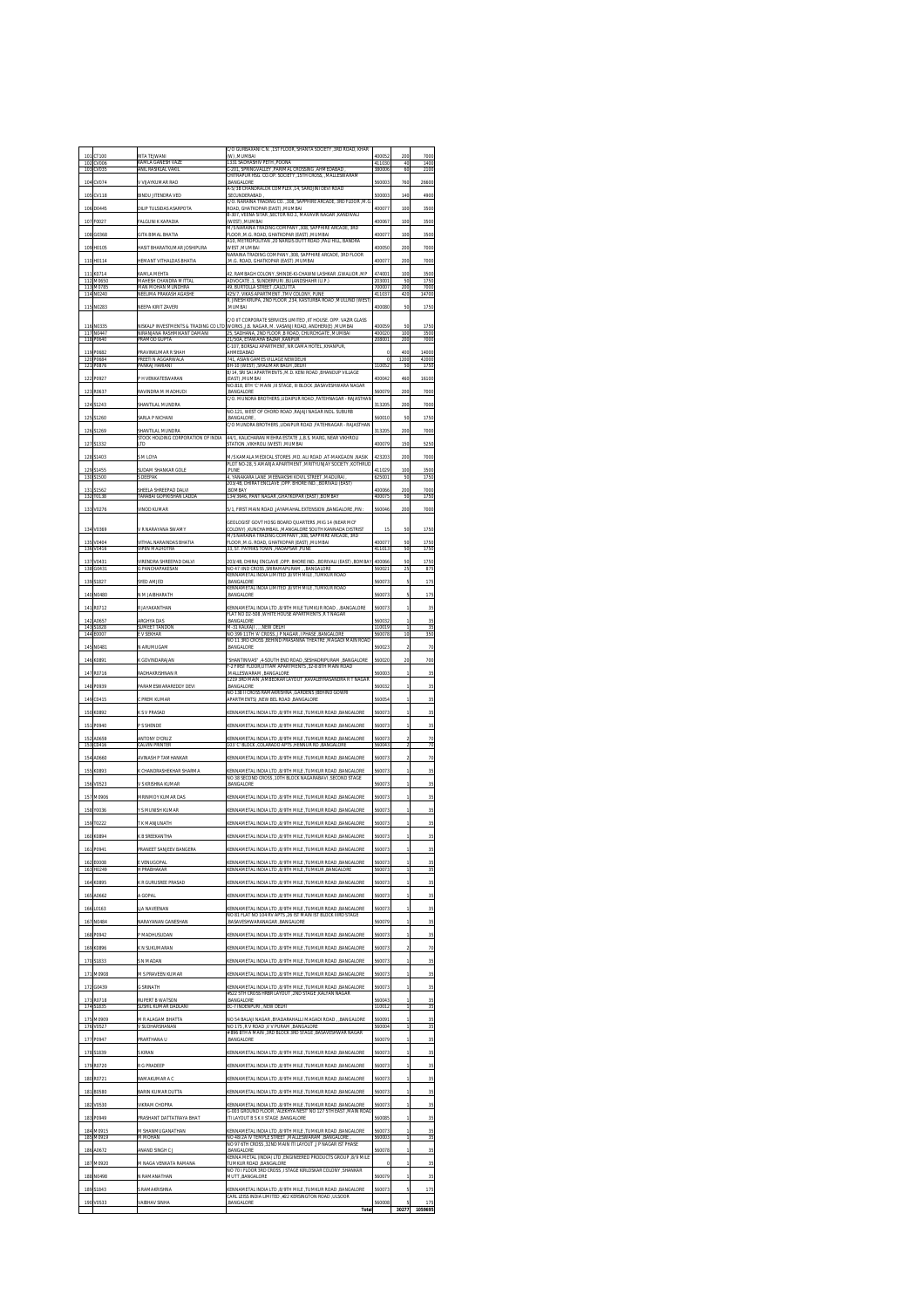| | | | | | | |
|---|---|---|---|---|---|---|
| 101 | CT100 | RITA TEJWANI | C/O GURBAXANI C.N. ,1ST FLOOR, SHANTA SOCIETY ,3RD ROAD, KHAR (W) ,MUMBAI | 400052 | 200 | 7000 |
| 102 | CV006 | KAMLA GANESH VAZE | 1331 SADHASHIV PETH ,POONA | 411030 | 40 | 1400 |
| 103 | CV035 | ANIL NASIKLAL VAKIL | C-201, SPRINGVALLEY ,PARIMAL CROSSING ,AHMEDABAD , | 380006 | 60 | 2100 |
| 104 | CV074 | V VIJAYKUMAR RAO | CHITRAPUR HSG. CO-OP. SOCIETY ,15TH CROSS, ,MALLESWARAM ,BANGALORE | 560003 | 760 | 26600 |
| 105 | CV118 | BINDU JITENDRA VED | A-5/38 CHANDRALOK COMPLEX ,14, SAROJINI DEVI ROAD ,SECUNDERABAD | 500003 | 140 | 4900 |
| 106 | D0445 | DILIP TULSIDAS ASARPOTA | C/O. NARAINA TRADING CO. ,308, SAPPHIRE ARCADE, 3RD FLOOR ,M.G. ROAD, GHATKOPAR (EAST) ,MUMBAI | 400077 | 100 | 3500 |
| 107 | F0027 | FALGUNI K KAPADIA | B-307, VEENA STAR ,SECTOR NO.1, ,MAHAVIR NAGAR ,KANDIVALI (WEST) ,MUMBAI | 400067 | 100 | 3500 |
| 108 | G0368 | GITA BIMAL BHATIA | M/S NARAINA TRADING COMPANY ,308, SAPPHIRE ARCADE, 3RD FLOOR ,M.G. ROAD, GHATKOPAR (EAST) ,MUMBAI | 400077 | 100 | 3500 |
| 109 | H0105 | HASIT BHARATKUMAR JOSHIPURA | A10, METROPOLITAN ,20 NARGIS DUTT ROAD ,PALI HILL, BANDRA WEST ,MUMBAI | 400050 | 200 | 7000 |
| 110 | H0114 | HEMANT VITHALDAS BHATIA | NARAINA TRADING COMPANY ,308, SAPPHIRE ARCADE, 3RD FLOOR ,M.G. ROAD, GHATKOPAR (EAST) ,MUMBAI | 400077 | 200 | 7000 |
| 111 | K0714 | KAMLA MEHTA | 42, RAMBAGH COLONY ,SHINDE-KI-CHAWNI LASHKAR ,GWALIOR, MP | 474001 | 100 | 3500 |
| 112 | M0650 | MAHESH CHANDRA MITTAL | ADVOCATE ,1, SUNDERPURI ,BULANDSHAHR (U.P.) | 203001 | 50 | 1750 |
| 113 | M0785 | MAN MOHAN MUNDHRA | 49, BURTOLLA STREET ,CALCUTTA | 700007 | 200 | 7000 |
| 114 | N0240 | NEELIMA PRAKASH AGASHE | 425/7, VIKAS APARTMENT ,TMV COLONY, PUNE | 411037 | 420 | 14700 |
| 115 | N0283 | NEEPA KIRIT ZAVERI | 9, JINESH KRUPA, 2ND FLOOR ,234, KASTURBA ROAD ,MULUND (WEST) ,MUMBAI | 400080 | 50 | 1750 |
| 116 | N0335 | NISKALP INVESTMENTS & TRADING CO LTD | C/O IIT CORPORATE SERVICES LIMITED ,IIT HOUSE, OPP. VAZIR GLASS WORKS ,J.B. NAGAR, M. VASANJI ROAD, ANDHERI(E) ,MUMBAI | 400059 | 50 | 1750 |
| 117 | N0447 | NIRANJANA RASHMIKANT DAMANI | 25, SADHANA, 2ND FLOOR ,B ROAD, CHURCHGATE ,MUMBAI | 400020 | 100 | 3500 |
| 118 | P0640 | PRAMOD GUPTA | 21/51A, ETAWAHA BAZAR ,KANPUR | 208001 | 200 | 7000 |
| 119 | P0682 | PRAVINKUMAR R SHAH | C-107, BORSALI APARTMENT, NR CAMA HOTEL ,KHANPUR, AHMEDABAD | 0 | 400 | 14000 |
| 120 | P0684 | PREETI N AGGARWALA | 741, ASIAN GAMES VILLAGE NEW DELHI | 0 | 1200 | 42000 |
| 121 | P0876 | PANKAJ YAMKANI | BH-10 (WEST) ,SHALIMAR BAGH ,DELHI | 110052 | 50 | 1750 |
| 122 | P0927 | P H VENKATESWARAN | B/14, SRI SAI APARTMENTS ,M.D. KENI ROAD ,BHANDUP VILLAGE (EAST) ,MUMBAI | 400042 | 460 | 16100 |
| 123 | R0637 | RAVINDRA M MADHUDI | NO.810, 8TH 'C' MAIN ,III STAGE, III BLOCK ,BASAVESHWARA NAGAR ,BANGALORE | 560079 | 200 | 7000 |
| 124 | S1243 | SHANTILAL MUNDRA | C/O. MUNDRA BROTHERS ,UDAIPUR ROAD ,FATEHNAGAR - RAJASTHAN | 313205 | 200 | 7000 |
| 125 | S1260 | SARLA P NICHANI | NO.121, WEST OF CHORD ROAD ,RAJAJI NAGAR INDL. SUBURB ,BANGALORE , | 560010 | 50 | 1750 |
| 126 | S1269 | SHANTILAL MUNDRA | C/O MUNDRA BROTHERS ,UDAIPUR ROAD ,FATEHNAGAR - RAJASTHAN | 313205 | 200 | 7000 |
| 127 | S1332 | STOCK HOLDING CORPORATION OF INDIA LTD | 44/1, KALICHARAN MEHRA ESTATE ,L.B.S. MARG, NEAR VIKHROLI STATION ,VIKHROLI (WEST) ,MUMBAI | 400079 | 150 | 5250 |
| 128 | S1403 | S M LOYA | M/S KAMLA MEDICAL STORES ,MD. ALI ROAD ,AT- MAKGAON ,NASIK | 423203 | 200 | 7000 |
| 129 | S1455 | SUDAM SHANKAR GOLE | PLOT NO.28, 5 AMANJA APARTMENT ,MRITYUNJAY SOCIETY ,KOTHRUD ,PUNE | 411029 | 100 | 3500 |
| 130 | S1500 | S DEEPAK | 4, YANAKARA LANE ,MEENAKSHI KOVIL STREET ,MADURAI , | 625001 | 50 | 1750 |
| 131 | S1562 | SHEELA SHREEPAD DALVI | 203/48, DHIRAJ ENCLAVE ,OPP. BHORE IND. ,BORIVALI (EAST) ,BOMBAY | 400066 | 200 | 7000 |
| 132 | S5138 | TARABAI GOPIKISHAN LADDA | 134/3646, PANT NAGAR ,GHATKOPAR (EAST) ,BOMBAY | 400075 | 50 | 1750 |
| 133 | V0276 | VINOD KUMAR | 5/1, FIRST MAIN ROAD ,JAYAMAHAL EXTENSION ,BANGALORE ,PIN : | 560046 | 200 | 7000 |
| 134 | V0369 | V R NARAYANA SWAMY | GEOLOGIST GOVT HOSG BOARD QUARTERS ,MIG 14 (NEAR MCF COLONY) ,KUNCHAMBAIL ,MANGALORE SOUTH KANNADA DISTRIST | 15 | 50 | 1750 |
| 135 | V0404 | VITHAL NARAINDAS BHATIA | M/S NARAINA TRADING COMPANY ,308, SAPPHIRE ARCADE, 3RD FLOOR ,M.G. ROAD, GHATKOPAR (EAST) ,MUMBAI | 400077 | 50 | 1750 |
| 136 | V0416 | VIPEN MALHOTRA | 33, ST. PATRIKS TOWN ,HADAPSAR ,PUNE | 411013 | 50 | 1750 |
| 137 | V0431 | VIRENDRA SHREEPAD DALVI | 203/48, DHIRAJ ENCLAVE ,OPP. BHORE IND. ,BORIVALI (EAST) ,BOMBAY | 400066 | 50 | 1750 |
| 138 | G0431 | G PANCHAPAKESAN | NO 47 IIND CROSS ,SRIRAMAPURAM , ,BANGALORE | 560021 | 25 | 875 |
| 139 | S1827 | SYED AMJED | KENNAMETAL INDIA LIMITED ,8/9TH MILE ,TUMKUR ROAD ,BANGALORE | 560073 | 5 | 175 |
| 140 | N0480 | N M JAIBHARATH | KENNAMETAL INDIA LIMITED ,8/9TH MILE ,TUMKUR ROAD ,BANGALORE | 560073 | 5 | 175 |
| 141 | R0712 | R JAYAKANTHAN | KENNAMETAL INDIA LTD ,8/9TH MILE TUMKUR ROAD , ,BANGALORE | 560073 | 1 | 35 |
| 142 | A0657 | ARGHYA DAS | FLAT NO 02-508 ,WHITE HOUSE APARTMENTS ,R T NAGAR ,BANGALORE | 560032 | 1 | 35 |
| 143 | S1828 | SUMEET TANDON | M -32 KALKAJI , , NEW DELHI | 110019 | 1 | 35 |
| 144 | E0007 | E V SEKHAR | NO 390 11TH 'A' CROSS ,J P NAGAR ,I PHASE ,BANGALORE | 560078 | 10 | 350 |
| 145 | N0481 | N ARUMUGAM | NO 11 3RD CROSS ,BEHIND PRASANNA THEATRE ,MAGADI MAIN ROAD ,BANGALORE | 560023 | 2 | 70 |
| 146 | K0891 | K GOVINDARAJAN | "SHANTINIVAS" ,4 SOUTH END ROAD ,SESHADRIPURAM ,BANGALORE | 560020 | 20 | 700 |
| 147 | R0716 | RADHAKRISHNAN R | F-2 FIRST FLOOR,UTTAM APARTMENTS ,32-8 8TH MAIN ROAD ,MALLESWARAM ,BANGALORE | 560003 | 1 | 35 |
| 148 | P0939 | PARAMESWARAREDDY DEVI | 1219 3RD MAIN ,AMBEDKAR LAYOUT ,KAVALBYRASANDRA R T NAGAR ,BANGALORE | 560032 | 1 | 35 |
| 149 | C0415 | C PREM KUMAR | NO 138 II CROSS RAMAKRISHNA ,GARDENS (BEHIND GOWRI APARTMENTS) ,NEW BEL ROAD ,BANGALORE | 560054 | 1 | 35 |
| 150 | K0892 | K S V PRASAD | KENNAMETAL INDIA LTD ,8/9TH MILE ,TUMKUR ROAD ,BANGALORE | 560073 | 1 | 35 |
| 151 | P0940 | P S SHENDE | KENNAMETAL INDIA LTD ,8/9TH MILE ,TUMKUR ROAD ,BANGALORE | 560073 | 1 | 35 |
| 152 | A0659 | ANTONY D'CRUZ | KENNAMETAL INDIA LTD ,8/9TH MILE ,TUMKUR ROAD ,BANGALORE | 560073 | 2 | 70 |
| 153 | C0416 | CALVIN PRINTER | 103 'C' BLOCK ,COLARADO APTS ,HENNUR RD ,BANGALORE | 560043 | 2 | 70 |
| 154 | A0660 | AVINASH P TAMHANKAR | KENNAMETAL INDIA LTD ,8/9TH MILE ,TUMKUR ROAD ,BANGALORE | 560073 | 2 | 70 |
| 155 | K0893 | K CHANDRASHEKHAR SHARMA | KENNAMETAL INDIA LTD ,8/9TH MILE ,TUMKUR ROAD ,BANGALORE | 560073 | 1 | 35 |
| 156 | V0523 | V S KRISHNA KUMAR | NO 38 SECOND CROSS ,10TH BLOCK NAGARABAVI ,SECOND STAGE ,BANGALORE | 560073 | 1 | 35 |
| 157 | M0906 | MRINMOY KUMAR DAS | KENNAMETAL INDIA LTD ,8/9TH MILE ,TUMKUR ROAD ,BANGALORE | 560073 | 1 | 35 |
| 158 | Y0036 | Y S MUNISH KUMAR | KENNAMETAL INDIA LTD ,8/9TH MILE ,TUMKUR ROAD ,BANGALORE | 560073 | 1 | 35 |
| 159 | T0222 | T K MANJUNATH | KENNAMETAL INDIA LTD ,8/9TH MILE ,TUMKUR ROAD ,BANGALORE | 560073 | 1 | 35 |
| 160 | K0894 | K B SREEKANTHA | KENNAMETAL INDIA LTD ,8/9TH MILE ,TUMKUR ROAD ,BANGALORE | 560073 | 1 | 35 |
| 161 | P0941 | PRANEET SANJEEV BANGERA | KENNAMETAL INDIA LTD ,8/9TH MILE ,TUMKUR ROAD ,BANGALORE | 560073 | 1 | 35 |
| 162 | E0008 | E VENUGOPAL | KENNAMETAL INDIA LTD ,8/9TH MILE ,TUMKUR ROAD ,BANGALORE | 560073 | 1 | 35 |
| 163 | H0249 | H PRABHAKAR | KENNAMETAL INDIA LTD ,8/9TH MILE ,TUMKUR ,BANGALORE | 560073 | 1 | 35 |
| 164 | K0895 | K R GURUSREE PRASAD | KENNAMETAL INDIA LTD ,8/9TH MILE ,TUMKUR ROAD ,BANGALORE | 560073 | 1 | 35 |
| 165 | A0662 | A GOPAL | KENNAMETAL INDIA LTD ,8/9TH MILE ,TUMKUR ROAD ,BANGALORE | 560073 | 1 | 35 |
| 166 | L0163 | L/A NAVEENAN | KENNAMETAL INDIA LTD ,8/9TH MILE ,TUMKUR ROAD ,BANGALORE | 560073 | 1 | 35 |
| 167 | N0484 | NARAYANAN GANESHAN | NO 81 FLAT NO 104 RV APTS ,26 IST MAIN IST BLOCK IIIRD STAGE ,BASAVESHWARANAGAR ,BANGALORE | 560079 | 1 | 35 |
| 168 | P0942 | P MADHUSUDAN | KENNAMETAL INDIA LTD ,8/9TH MILE ,TUMKUR ROAD ,BANGALORE | 560073 | 1 | 35 |
| 169 | K0896 | K N SUKUMARAN | KENNAMETAL INDIA LTD ,8/9TH MILE ,TUMKUR ROAD ,BANGALORE | 560073 | 2 | 70 |
| 170 | S1833 | S N MADAN | KENNAMETAL INDIA LTD ,8/9TH MILE ,TUMKUR ROAD ,BANGALORE | 560073 | 1 | 35 |
| 171 | M0908 | M S PRAVEEN KUMAR | KENNAMETAL INDIA LTD ,8/9TH MILE ,TUMKUR ROAD ,BANGALORE | 560073 | 1 | 35 |
| 172 | G0439 | G SRINATH | KENNAMETAL INDIA LTD ,8/9TH MILE ,TUMKUR ROAD ,BANGALORE | 560073 | 1 | 35 |
| 173 | R0718 | RUPERT B WATSON | #522 5TH CROSS HRBR LAYOUT ,2ND STAGE ,KALYAN NAGAR ,BANGALORE | 560043 | 1 | 35 |
| 174 | S1835 | SUSHIL KUMAR DADLANI | EC-7 INDERPURI , NEW DELHI | 110012 | 1 | 35 |
| 175 | M0909 | M R ALAGAM BHATTA | NO 54 BALAJI NAGAR ,BYADARAHALLI MAGADI ROAD , ,BANGALORE | 560091 | 1 | 35 |
| 176 | V0527 | V SUDHARSHANAN | NO 175 ,R V ROAD ,V V PURAM ,BANGALORE | 560004 | 1 | 35 |
| 177 | P0947 | PRARTHANA U | #896 8TH A MAIN ,3RD BLOCK 3RD STAGE ,BASAVESHWAR NAGAR ,BANGALORE | 560079 | 1 | 35 |
| 178 | S1839 | S KIRAN | KENNAMETAL INDIA LTD ,8/9TH MILE ,TUMKUR ROAD ,BANGALORE | 560073 | 1 | 35 |
| 179 | R0720 | R G PRADEEP | KENNAMETAL INDIA LTD ,8/9TH MILE ,TUMKUR ROAD ,BANGALORE | 560073 | 1 | 35 |
| 180 | R0721 | RAMAKUMAR A C | KENNAMETAL INDIA LTD ,8/9TH MILE ,TUMKUR ROAD ,BANGALORE | 560073 | 1 | 35 |
| 181 | B0680 | BARIN KUMAR DUTTA | KENNAMETAL INDIA LTD ,8/9TH MILE ,TUMKUR ROAD ,BANGALORE | 560073 | 1 | 35 |
| 182 | V0530 | VIKRAM CHOPRA | KENNAMETAL INDIA LTD ,8/9TH MILE ,TUMKUR ROAD ,BANGALORE | 560073 | 1 | 35 |
| 183 | P0949 | PRASHANT DATTATRAYA BHAT | G-003 GROUND FLOOR ,'ALEKHYA NEST' NO 127 5TH EAST ,MAIN ROAD ITI LAYOUT B S K II STAGE ,BANGALORE | 560085 | 1 | 35 |
| 184 | M0915 | M SHANMUGANATHAN | KENNAMETAL INDIA LTD ,8/9TH MILE ,TUMKUR ROAD ,BANGALORE | 560073 | 1 | 35 |
| 185 | M0919 | M MOHAN | NO 48 2A IV TEMPLE STREET ,MALLESWARAM ,BANGALORE | 560003 | 1 | 35 |
| 186 | A0672 | ANAND SINGH C J | NO 97 6TH CROSS ,32ND MAIN ITI LAYOUT ,J P NAGAR IST PHASE ,BANGALORE | 560078 | 1 | 35 |
| 187 | M0920 | M NAGA VENKATA RAMANA | KENNAMETAL (INDIA) LTD ,ENGINEERED PRODUCTS GROUP ,8/9 MILE TUMKUR ROAD ,BANGALORE | 0 | 1 | 35 |
| 188 | N0498 | N RAMANATHAN | NO 70 I FLOOR 3RD CROSS ,I STAGE KIRLOSKAR COLONY ,SHANKAR MUTT ,BANGALORE | 560079 | 1 | 35 |
| 189 | S1843 | S RAMAKRISHNA | KENNAMETAL INDIA LTD ,8/9TH MILE ,TUMKUR ROAD ,BANGALORE | 560073 | 5 | 175 |
| 190 | V0533 | VAIBHAV SINHA | CARL ZEISS INDIA LIMITED ,#22 KENSINGTON ROAD ,ULSOOR ,BANGALORE | 560008 | 5 | 175 |
| | | | Total | | 30277 | 1059695 |